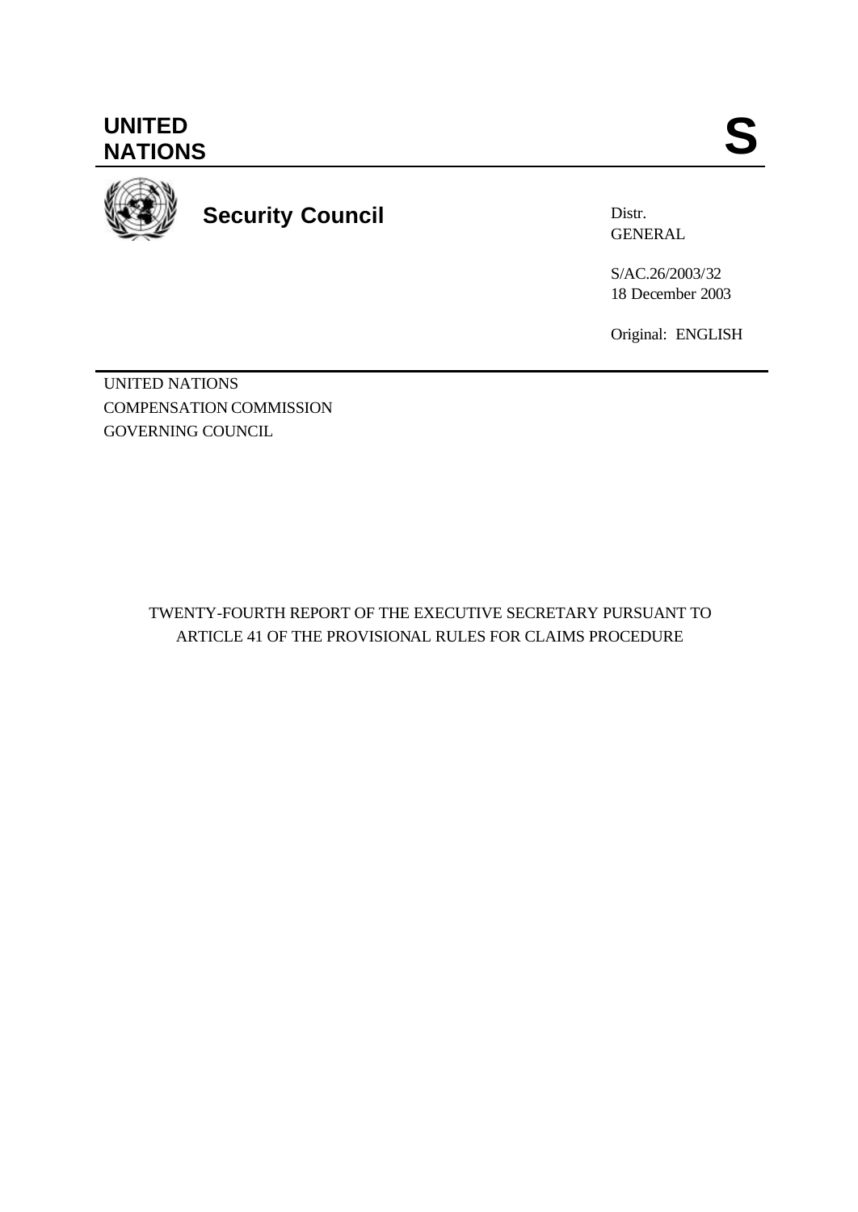**UNITED NATIONS**

# S

**Security Council**

Distr.
GENERAL

S/AC.26/2003/32
18 December 2003

Original: ENGLISH

UNITED NATIONS
COMPENSATION COMMISSION
GOVERNING COUNCIL

TWENTY-FOURTH REPORT OF THE EXECUTIVE SECRETARY PURSUANT TO ARTICLE 41 OF THE PROVISIONAL RULES FOR CLAIMS PROCEDURE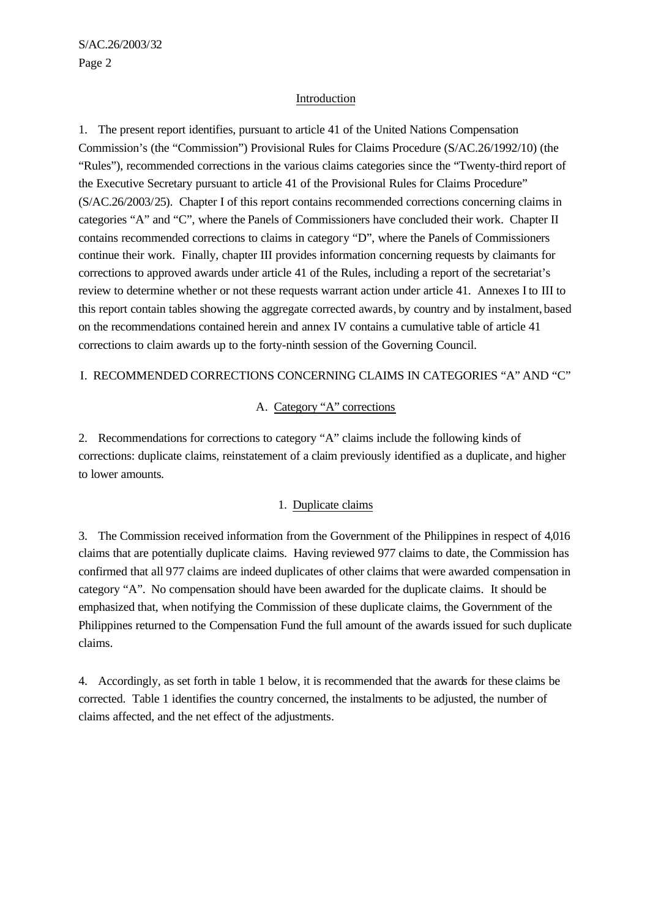## Introduction

1. The present report identifies, pursuant to article 41 of the United Nations Compensation Commission's (the "Commission") Provisional Rules for Claims Procedure (S/AC.26/1992/10) (the "Rules"), recommended corrections in the various claims categories since the "Twenty-third report of the Executive Secretary pursuant to article 41 of the Provisional Rules for Claims Procedure" (S/AC.26/2003/25). Chapter I of this report contains recommended corrections concerning claims in categories "A" and "C", where the Panels of Commissioners have concluded their work. Chapter II contains recommended corrections to claims in category "D", where the Panels of Commissioners continue their work. Finally, chapter III provides information concerning requests by claimants for corrections to approved awards under article 41 of the Rules, including a report of the secretariat's review to determine whether or not these requests warrant action under article 41. Annexes I to III to this report contain tables showing the aggregate corrected awards, by country and by instalment, based on the recommendations contained herein and annex IV contains a cumulative table of article 41 corrections to claim awards up to the forty-ninth session of the Governing Council.

# I. RECOMMENDED CORRECTIONS CONCERNING CLAIMS IN CATEGORIES "A" AND "C"

## A. Category "A" corrections

2. Recommendations for corrections to category "A" claims include the following kinds of corrections: duplicate claims, reinstatement of a claim previously identified as a duplicate, and higher to lower amounts.

### 1. Duplicate claims

3. The Commission received information from the Government of the Philippines in respect of 4,016 claims that are potentially duplicate claims. Having reviewed 977 claims to date, the Commission has confirmed that all 977 claims are indeed duplicates of other claims that were awarded compensation in category "A". No compensation should have been awarded for the duplicate claims. It should be emphasized that, when notifying the Commission of these duplicate claims, the Government of the Philippines returned to the Compensation Fund the full amount of the awards issued for such duplicate claims.

4. Accordingly, as set forth in table 1 below, it is recommended that the awards for these claims be corrected. Table 1 identifies the country concerned, the instalments to be adjusted, the number of claims affected, and the net effect of the adjustments.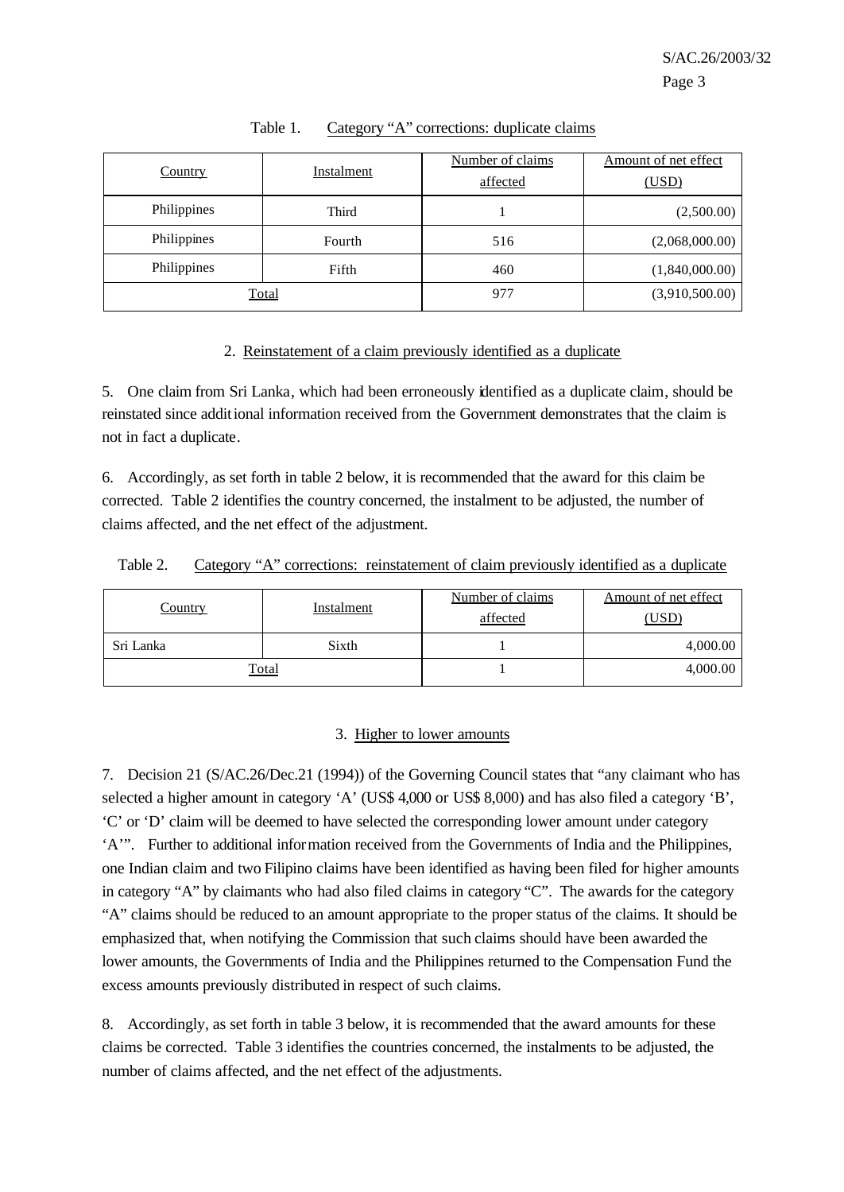Table 1. Category "A" corrections: duplicate claims

| Country | Instalment | Number of claims affected | Amount of net effect (USD) |
|---|---|---|---|
| Philippines | Third | 1 | (2,500.00) |
| Philippines | Fourth | 516 | (2,068,000.00) |
| Philippines | Fifth | 460 | (1,840,000.00) |
| Total | | 977 | (3,910,500.00) |

### 2. Reinstatement of a claim previously identified as a duplicate

5. One claim from Sri Lanka, which had been erroneously identified as a duplicate claim, should be reinstated since additional information received from the Government demonstrates that the claim is not in fact a duplicate.

6. Accordingly, as set forth in table 2 below, it is recommended that the award for this claim be corrected. Table 2 identifies the country concerned, the instalment to be adjusted, the number of claims affected, and the net effect of the adjustment.

Table 2. Category "A" corrections: reinstatement of claim previously identified as a duplicate

| Country | Instalment | Number of claims affected | Amount of net effect (USD) |
|---|---|---|---|
| Sri Lanka | Sixth | 1 | 4,000.00 |
| Total | | 1 | 4,000.00 |

### 3. Higher to lower amounts

7. Decision 21 (S/AC.26/Dec.21 (1994)) of the Governing Council states that "any claimant who has selected a higher amount in category 'A' (US$ 4,000 or US$ 8,000) and has also filed a category 'B', 'C' or 'D' claim will be deemed to have selected the corresponding lower amount under category 'A'". Further to additional information received from the Governments of India and the Philippines, one Indian claim and two Filipino claims have been identified as having been filed for higher amounts in category "A" by claimants who had also filed claims in category "C". The awards for the category "A" claims should be reduced to an amount appropriate to the proper status of the claims. It should be emphasized that, when notifying the Commission that such claims should have been awarded the lower amounts, the Governments of India and the Philippines returned to the Compensation Fund the excess amounts previously distributed in respect of such claims.

8. Accordingly, as set forth in table 3 below, it is recommended that the award amounts for these claims be corrected. Table 3 identifies the countries concerned, the instalments to be adjusted, the number of claims affected, and the net effect of the adjustments.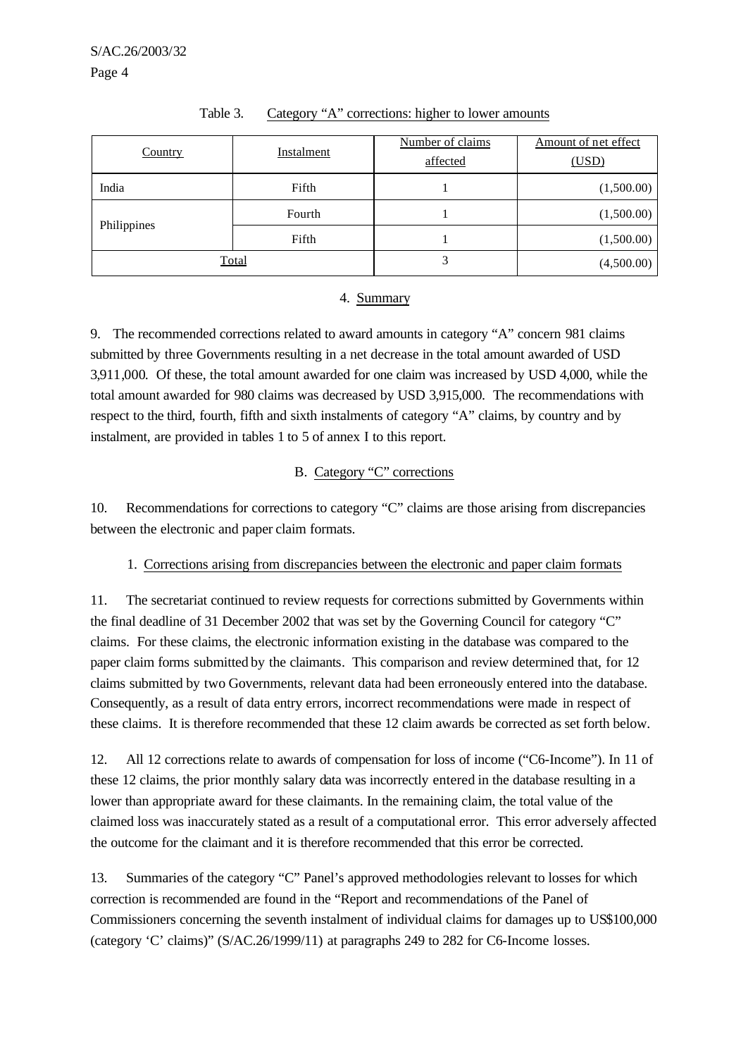Table 3. Category "A" corrections: higher to lower amounts

| Country | Instalment | Number of claims affected | Amount of net effect (USD) |
|---|---|---|---|
| India | Fifth | 1 | (1,500.00) |
| Philippines | Fourth | 1 | (1,500.00) |
| | Fifth | 1 | (1,500.00) |
| Total | | 3 | (4,500.00) |

#### 4. Summary

9. The recommended corrections related to award amounts in category "A" concern 981 claims submitted by three Governments resulting in a net decrease in the total amount awarded of USD 3,911,000. Of these, the total amount awarded for one claim was increased by USD 4,000, while the total amount awarded for 980 claims was decreased by USD 3,915,000. The recommendations with respect to the third, fourth, fifth and sixth instalments of category "A" claims, by country and by instalment, are provided in tables 1 to 5 of annex I to this report.

### B. Category "C" corrections

10. Recommendations for corrections to category "C" claims are those arising from discrepancies between the electronic and paper claim formats.

#### 1. Corrections arising from discrepancies between the electronic and paper claim formats

11. The secretariat continued to review requests for corrections submitted by Governments within the final deadline of 31 December 2002 that was set by the Governing Council for category "C" claims. For these claims, the electronic information existing in the database was compared to the paper claim forms submitted by the claimants. This comparison and review determined that, for 12 claims submitted by two Governments, relevant data had been erroneously entered into the database. Consequently, as a result of data entry errors, incorrect recommendations were made in respect of these claims. It is therefore recommended that these 12 claim awards be corrected as set forth below.

12. All 12 corrections relate to awards of compensation for loss of income ("C6-Income"). In 11 of these 12 claims, the prior monthly salary data was incorrectly entered in the database resulting in a lower than appropriate award for these claimants. In the remaining claim, the total value of the claimed loss was inaccurately stated as a result of a computational error. This error adversely affected the outcome for the claimant and it is therefore recommended that this error be corrected.

13. Summaries of the category "C" Panel's approved methodologies relevant to losses for which correction is recommended are found in the "Report and recommendations of the Panel of Commissioners concerning the seventh instalment of individual claims for damages up to US$100,000 (category 'C' claims)" (S/AC.26/1999/11) at paragraphs 249 to 282 for C6-Income losses.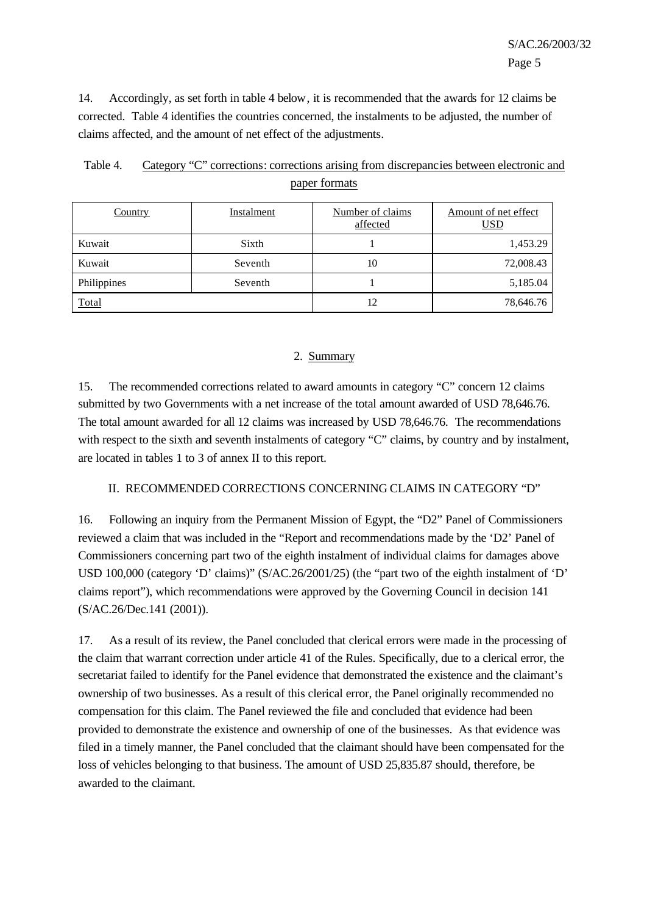14. Accordingly, as set forth in table 4 below, it is recommended that the awards for 12 claims be corrected. Table 4 identifies the countries concerned, the instalments to be adjusted, the number of claims affected, and the amount of net effect of the adjustments.

Table 4. Category "C" corrections: corrections arising from discrepancies between electronic and paper formats

| Country | Instalment | Number of claims affected | Amount of net effect USD |
|---|---|---|---|
| Kuwait | Sixth | 1 | 1,453.29 |
| Kuwait | Seventh | 10 | 72,008.43 |
| Philippines | Seventh | 1 | 5,185.04 |
| Total | | 12 | 78,646.76 |

2. Summary

15. The recommended corrections related to award amounts in category "C" concern 12 claims submitted by two Governments with a net increase of the total amount awarded of USD 78,646.76. The total amount awarded for all 12 claims was increased by USD 78,646.76. The recommendations with respect to the sixth and seventh instalments of category "C" claims, by country and by instalment, are located in tables 1 to 3 of annex II to this report.

## II. RECOMMENDED CORRECTIONS CONCERNING CLAIMS IN CATEGORY "D"

16. Following an inquiry from the Permanent Mission of Egypt, the "D2" Panel of Commissioners reviewed a claim that was included in the "Report and recommendations made by the 'D2' Panel of Commissioners concerning part two of the eighth instalment of individual claims for damages above USD 100,000 (category 'D' claims)" (S/AC.26/2001/25) (the "part two of the eighth instalment of 'D' claims report"), which recommendations were approved by the Governing Council in decision 141 (S/AC.26/Dec.141 (2001)).

17. As a result of its review, the Panel concluded that clerical errors were made in the processing of the claim that warrant correction under article 41 of the Rules. Specifically, due to a clerical error, the secretariat failed to identify for the Panel evidence that demonstrated the existence and the claimant's ownership of two businesses. As a result of this clerical error, the Panel originally recommended no compensation for this claim. The Panel reviewed the file and concluded that evidence had been provided to demonstrate the existence and ownership of one of the businesses. As that evidence was filed in a timely manner, the Panel concluded that the claimant should have been compensated for the loss of vehicles belonging to that business. The amount of USD 25,835.87 should, therefore, be awarded to the claimant.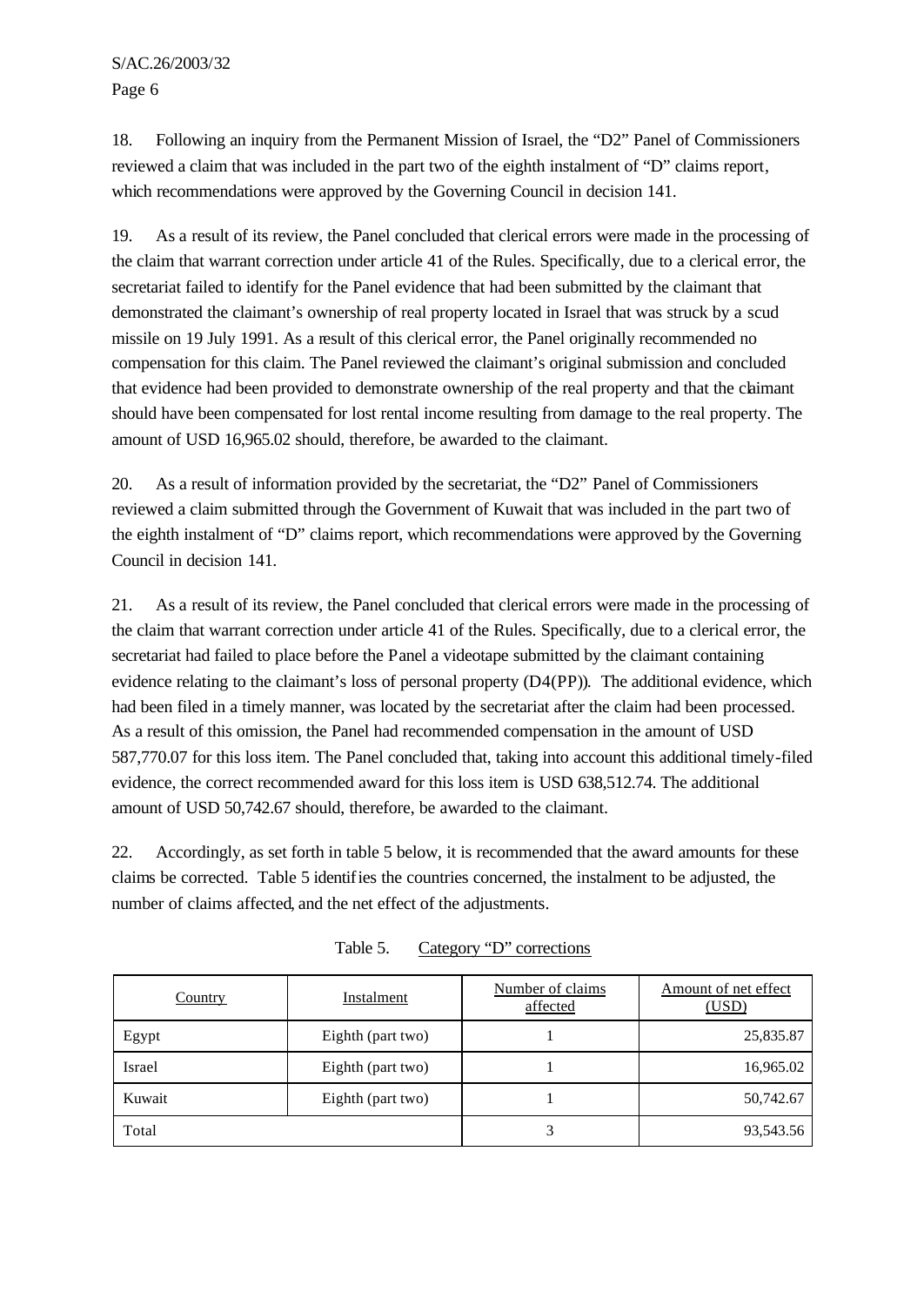18. Following an inquiry from the Permanent Mission of Israel, the “D2” Panel of Commissioners reviewed a claim that was included in the part two of the eighth instalment of “D” claims report, which recommendations were approved by the Governing Council in decision 141.

19. As a result of its review, the Panel concluded that clerical errors were made in the processing of the claim that warrant correction under article 41 of the Rules. Specifically, due to a clerical error, the secretariat failed to identify for the Panel evidence that had been submitted by the claimant that demonstrated the claimant’s ownership of real property located in Israel that was struck by a scud missile on 19 July 1991. As a result of this clerical error, the Panel originally recommended no compensation for this claim. The Panel reviewed the claimant’s original submission and concluded that evidence had been provided to demonstrate ownership of the real property and that the claimant should have been compensated for lost rental income resulting from damage to the real property. The amount of USD 16,965.02 should, therefore, be awarded to the claimant.

20. As a result of information provided by the secretariat, the “D2” Panel of Commissioners reviewed a claim submitted through the Government of Kuwait that was included in the part two of the eighth instalment of “D” claims report, which recommendations were approved by the Governing Council in decision 141.

21. As a result of its review, the Panel concluded that clerical errors were made in the processing of the claim that warrant correction under article 41 of the Rules. Specifically, due to a clerical error, the secretariat had failed to place before the Panel a videotape submitted by the claimant containing evidence relating to the claimant’s loss of personal property (D4(PP)). The additional evidence, which had been filed in a timely manner, was located by the secretariat after the claim had been processed. As a result of this omission, the Panel had recommended compensation in the amount of USD 587,770.07 for this loss item. The Panel concluded that, taking into account this additional timely-filed evidence, the correct recommended award for this loss item is USD 638,512.74. The additional amount of USD 50,742.67 should, therefore, be awarded to the claimant.

22. Accordingly, as set forth in table 5 below, it is recommended that the award amounts for these claims be corrected. Table 5 identifies the countries concerned, the instalment to be adjusted, the number of claims affected, and the net effect of the adjustments.

Table 5. Category “D” corrections

| Country | Instalment | Number of claims affected | Amount of net effect (USD) |
|---|---|---|---|
| Egypt | Eighth (part two) | 1 | 25,835.87 |
| Israel | Eighth (part two) | 1 | 16,965.02 |
| Kuwait | Eighth (part two) | 1 | 50,742.67 |
| Total | | 3 | 93,543.56 |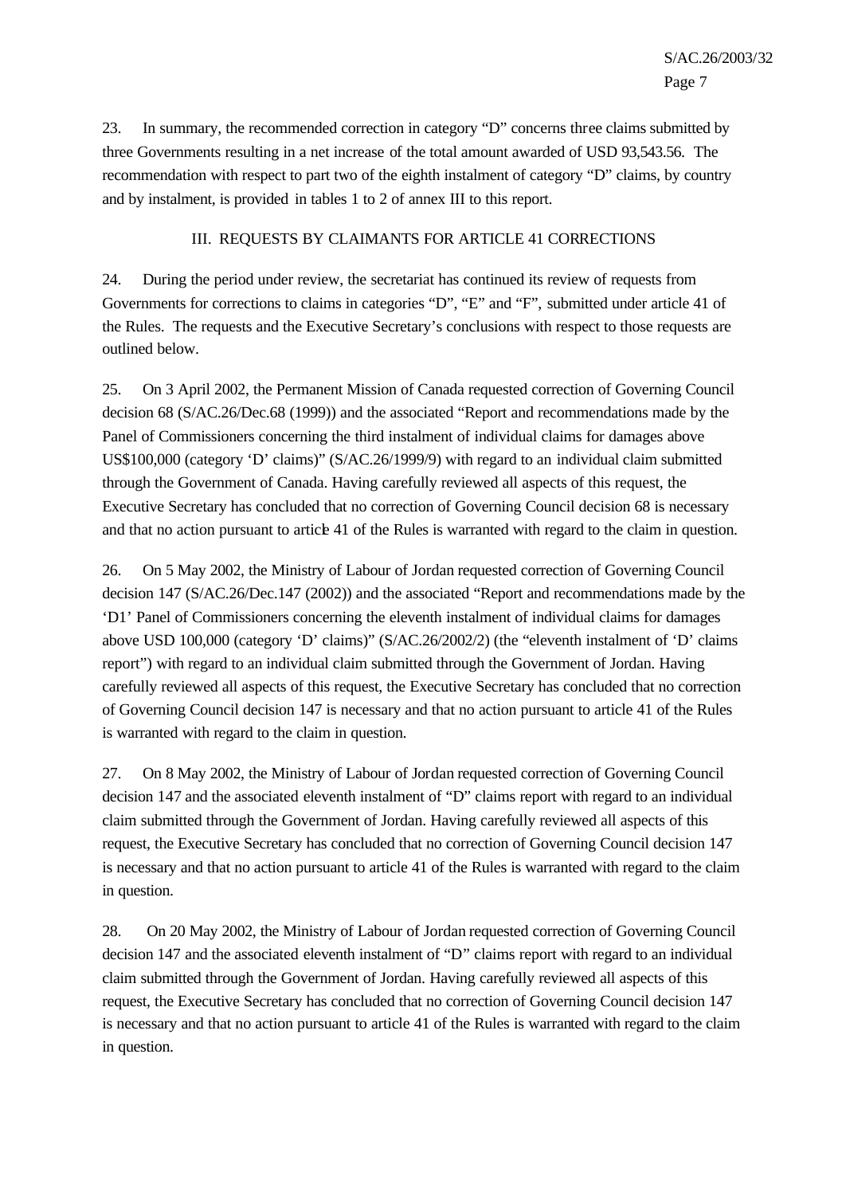23. In summary, the recommended correction in category "D" concerns three claims submitted by three Governments resulting in a net increase of the total amount awarded of USD 93,543.56. The recommendation with respect to part two of the eighth instalment of category "D" claims, by country and by instalment, is provided in tables 1 to 2 of annex III to this report.

## III. REQUESTS BY CLAIMANTS FOR ARTICLE 41 CORRECTIONS

24. During the period under review, the secretariat has continued its review of requests from Governments for corrections to claims in categories "D", "E" and "F", submitted under article 41 of the Rules. The requests and the Executive Secretary's conclusions with respect to those requests are outlined below.

25. On 3 April 2002, the Permanent Mission of Canada requested correction of Governing Council decision 68 (S/AC.26/Dec.68 (1999)) and the associated "Report and recommendations made by the Panel of Commissioners concerning the third instalment of individual claims for damages above US$100,000 (category 'D' claims)" (S/AC.26/1999/9) with regard to an individual claim submitted through the Government of Canada. Having carefully reviewed all aspects of this request, the Executive Secretary has concluded that no correction of Governing Council decision 68 is necessary and that no action pursuant to article 41 of the Rules is warranted with regard to the claim in question.

26. On 5 May 2002, the Ministry of Labour of Jordan requested correction of Governing Council decision 147 (S/AC.26/Dec.147 (2002)) and the associated "Report and recommendations made by the 'D1' Panel of Commissioners concerning the eleventh instalment of individual claims for damages above USD 100,000 (category 'D' claims)" (S/AC.26/2002/2) (the "eleventh instalment of 'D' claims report") with regard to an individual claim submitted through the Government of Jordan. Having carefully reviewed all aspects of this request, the Executive Secretary has concluded that no correction of Governing Council decision 147 is necessary and that no action pursuant to article 41 of the Rules is warranted with regard to the claim in question.

27. On 8 May 2002, the Ministry of Labour of Jordan requested correction of Governing Council decision 147 and the associated eleventh instalment of "D" claims report with regard to an individual claim submitted through the Government of Jordan. Having carefully reviewed all aspects of this request, the Executive Secretary has concluded that no correction of Governing Council decision 147 is necessary and that no action pursuant to article 41 of the Rules is warranted with regard to the claim in question.

28. On 20 May 2002, the Ministry of Labour of Jordan requested correction of Governing Council decision 147 and the associated eleventh instalment of "D" claims report with regard to an individual claim submitted through the Government of Jordan. Having carefully reviewed all aspects of this request, the Executive Secretary has concluded that no correction of Governing Council decision 147 is necessary and that no action pursuant to article 41 of the Rules is warranted with regard to the claim in question.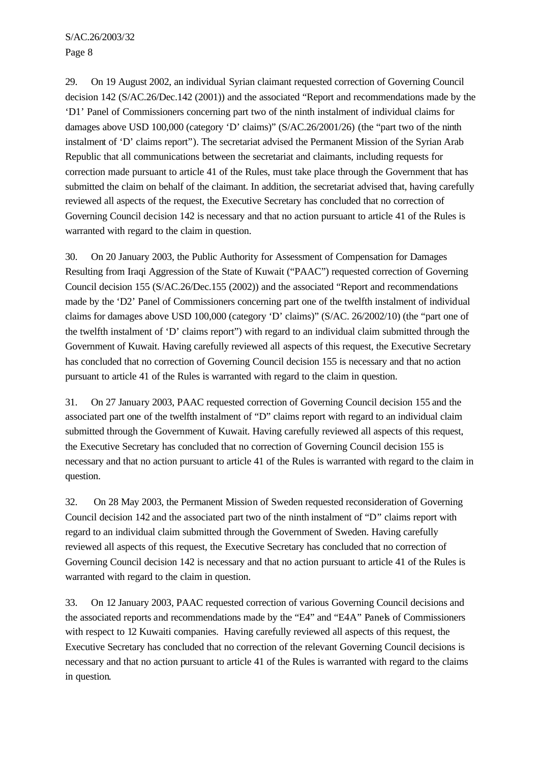29. On 19 August 2002, an individual Syrian claimant requested correction of Governing Council decision 142 (S/AC.26/Dec.142 (2001)) and the associated "Report and recommendations made by the 'D1' Panel of Commissioners concerning part two of the ninth instalment of individual claims for damages above USD 100,000 (category 'D' claims)" (S/AC.26/2001/26) (the "part two of the ninth instalment of 'D' claims report"). The secretariat advised the Permanent Mission of the Syrian Arab Republic that all communications between the secretariat and claimants, including requests for correction made pursuant to article 41 of the Rules, must take place through the Government that has submitted the claim on behalf of the claimant. In addition, the secretariat advised that, having carefully reviewed all aspects of the request, the Executive Secretary has concluded that no correction of Governing Council decision 142 is necessary and that no action pursuant to article 41 of the Rules is warranted with regard to the claim in question.

30. On 20 January 2003, the Public Authority for Assessment of Compensation for Damages Resulting from Iraqi Aggression of the State of Kuwait ("PAAC") requested correction of Governing Council decision 155 (S/AC.26/Dec.155 (2002)) and the associated "Report and recommendations made by the 'D2' Panel of Commissioners concerning part one of the twelfth instalment of individual claims for damages above USD 100,000 (category 'D' claims)" (S/AC. 26/2002/10) (the "part one of the twelfth instalment of 'D' claims report") with regard to an individual claim submitted through the Government of Kuwait. Having carefully reviewed all aspects of this request, the Executive Secretary has concluded that no correction of Governing Council decision 155 is necessary and that no action pursuant to article 41 of the Rules is warranted with regard to the claim in question.

31. On 27 January 2003, PAAC requested correction of Governing Council decision 155 and the associated part one of the twelfth instalment of "D" claims report with regard to an individual claim submitted through the Government of Kuwait. Having carefully reviewed all aspects of this request, the Executive Secretary has concluded that no correction of Governing Council decision 155 is necessary and that no action pursuant to article 41 of the Rules is warranted with regard to the claim in question.

32. On 28 May 2003, the Permanent Mission of Sweden requested reconsideration of Governing Council decision 142 and the associated part two of the ninth instalment of "D" claims report with regard to an individual claim submitted through the Government of Sweden. Having carefully reviewed all aspects of this request, the Executive Secretary has concluded that no correction of Governing Council decision 142 is necessary and that no action pursuant to article 41 of the Rules is warranted with regard to the claim in question.

33. On 12 January 2003, PAAC requested correction of various Governing Council decisions and the associated reports and recommendations made by the "E4" and "E4A" Panels of Commissioners with respect to 12 Kuwaiti companies. Having carefully reviewed all aspects of this request, the Executive Secretary has concluded that no correction of the relevant Governing Council decisions is necessary and that no action pursuant to article 41 of the Rules is warranted with regard to the claims in question.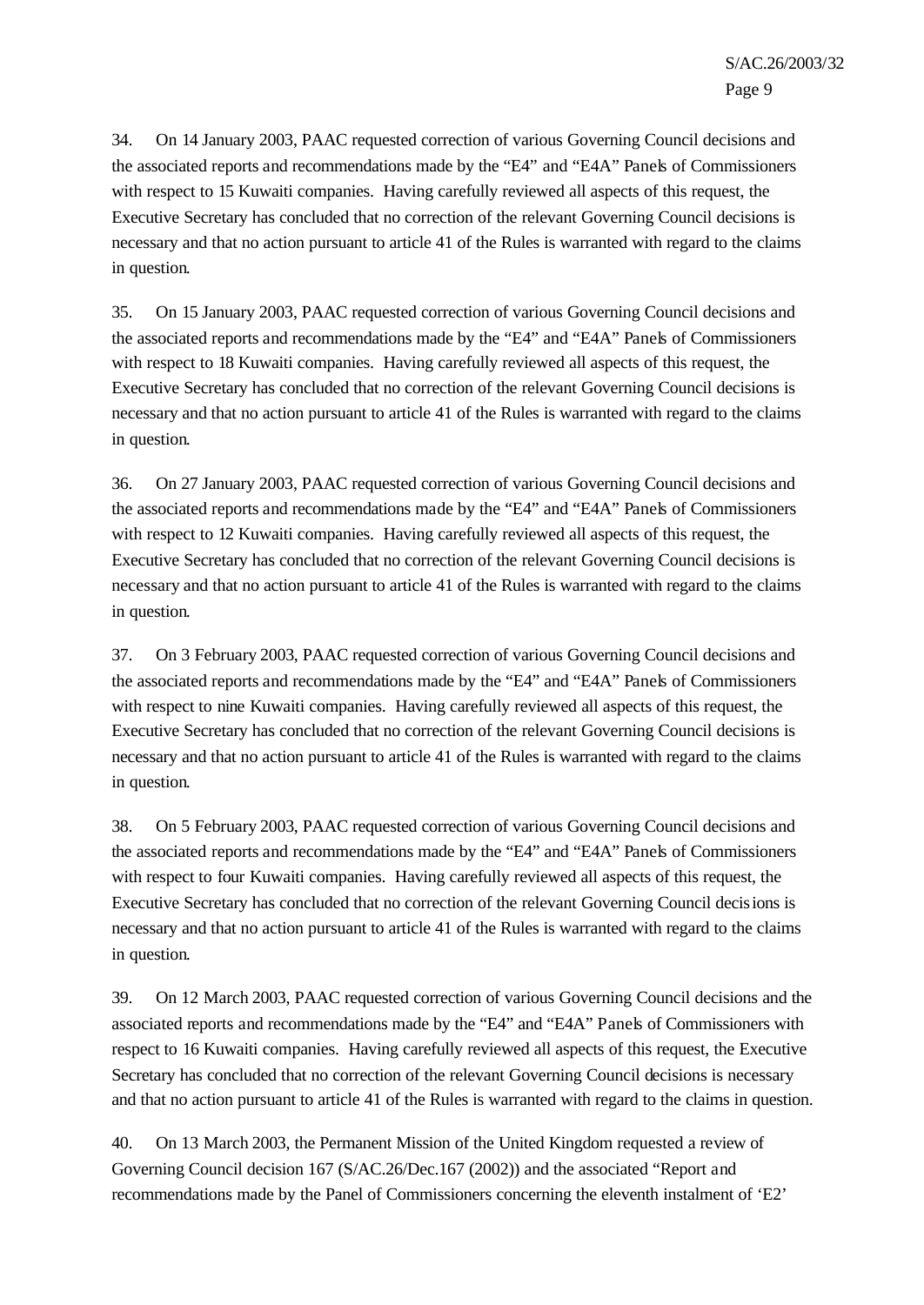34. On 14 January 2003, PAAC requested correction of various Governing Council decisions and the associated reports and recommendations made by the "E4" and "E4A" Panels of Commissioners with respect to 15 Kuwaiti companies. Having carefully reviewed all aspects of this request, the Executive Secretary has concluded that no correction of the relevant Governing Council decisions is necessary and that no action pursuant to article 41 of the Rules is warranted with regard to the claims in question.

35. On 15 January 2003, PAAC requested correction of various Governing Council decisions and the associated reports and recommendations made by the "E4" and "E4A" Panels of Commissioners with respect to 18 Kuwaiti companies. Having carefully reviewed all aspects of this request, the Executive Secretary has concluded that no correction of the relevant Governing Council decisions is necessary and that no action pursuant to article 41 of the Rules is warranted with regard to the claims in question.

36. On 27 January 2003, PAAC requested correction of various Governing Council decisions and the associated reports and recommendations made by the "E4" and "E4A" Panels of Commissioners with respect to 12 Kuwaiti companies. Having carefully reviewed all aspects of this request, the Executive Secretary has concluded that no correction of the relevant Governing Council decisions is necessary and that no action pursuant to article 41 of the Rules is warranted with regard to the claims in question.

37. On 3 February 2003, PAAC requested correction of various Governing Council decisions and the associated reports and recommendations made by the "E4" and "E4A" Panels of Commissioners with respect to nine Kuwaiti companies. Having carefully reviewed all aspects of this request, the Executive Secretary has concluded that no correction of the relevant Governing Council decisions is necessary and that no action pursuant to article 41 of the Rules is warranted with regard to the claims in question.

38. On 5 February 2003, PAAC requested correction of various Governing Council decisions and the associated reports and recommendations made by the "E4" and "E4A" Panels of Commissioners with respect to four Kuwaiti companies. Having carefully reviewed all aspects of this request, the Executive Secretary has concluded that no correction of the relevant Governing Council decisions is necessary and that no action pursuant to article 41 of the Rules is warranted with regard to the claims in question.

39. On 12 March 2003, PAAC requested correction of various Governing Council decisions and the associated reports and recommendations made by the "E4" and "E4A" Panels of Commissioners with respect to 16 Kuwaiti companies. Having carefully reviewed all aspects of this request, the Executive Secretary has concluded that no correction of the relevant Governing Council decisions is necessary and that no action pursuant to article 41 of the Rules is warranted with regard to the claims in question.

40. On 13 March 2003, the Permanent Mission of the United Kingdom requested a review of Governing Council decision 167 (S/AC.26/Dec.167 (2002)) and the associated "Report and recommendations made by the Panel of Commissioners concerning the eleventh instalment of 'E2'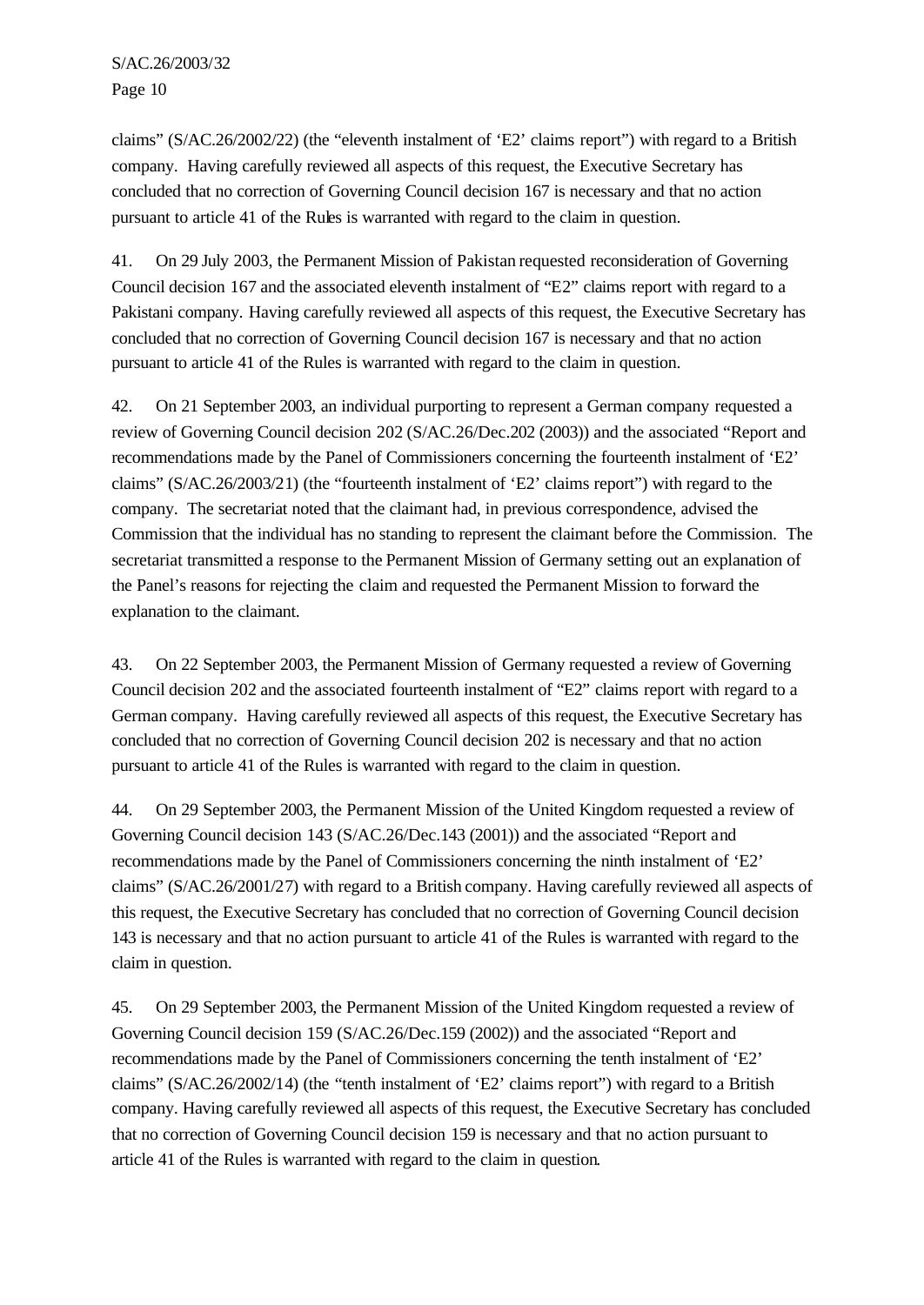claims" (S/AC.26/2002/22) (the "eleventh instalment of 'E2' claims report") with regard to a British company. Having carefully reviewed all aspects of this request, the Executive Secretary has concluded that no correction of Governing Council decision 167 is necessary and that no action pursuant to article 41 of the Rules is warranted with regard to the claim in question.

41. On 29 July 2003, the Permanent Mission of Pakistan requested reconsideration of Governing Council decision 167 and the associated eleventh instalment of "E2" claims report with regard to a Pakistani company. Having carefully reviewed all aspects of this request, the Executive Secretary has concluded that no correction of Governing Council decision 167 is necessary and that no action pursuant to article 41 of the Rules is warranted with regard to the claim in question.

42. On 21 September 2003, an individual purporting to represent a German company requested a review of Governing Council decision 202 (S/AC.26/Dec.202 (2003)) and the associated "Report and recommendations made by the Panel of Commissioners concerning the fourteenth instalment of 'E2' claims" (S/AC.26/2003/21) (the "fourteenth instalment of 'E2' claims report") with regard to the company. The secretariat noted that the claimant had, in previous correspondence, advised the Commission that the individual has no standing to represent the claimant before the Commission. The secretariat transmitted a response to the Permanent Mission of Germany setting out an explanation of the Panel's reasons for rejecting the claim and requested the Permanent Mission to forward the explanation to the claimant.

43. On 22 September 2003, the Permanent Mission of Germany requested a review of Governing Council decision 202 and the associated fourteenth instalment of "E2" claims report with regard to a German company. Having carefully reviewed all aspects of this request, the Executive Secretary has concluded that no correction of Governing Council decision 202 is necessary and that no action pursuant to article 41 of the Rules is warranted with regard to the claim in question.

44. On 29 September 2003, the Permanent Mission of the United Kingdom requested a review of Governing Council decision 143 (S/AC.26/Dec.143 (2001)) and the associated "Report and recommendations made by the Panel of Commissioners concerning the ninth instalment of 'E2' claims" (S/AC.26/2001/27) with regard to a British company. Having carefully reviewed all aspects of this request, the Executive Secretary has concluded that no correction of Governing Council decision 143 is necessary and that no action pursuant to article 41 of the Rules is warranted with regard to the claim in question.

45. On 29 September 2003, the Permanent Mission of the United Kingdom requested a review of Governing Council decision 159 (S/AC.26/Dec.159 (2002)) and the associated "Report and recommendations made by the Panel of Commissioners concerning the tenth instalment of 'E2' claims" (S/AC.26/2002/14) (the "tenth instalment of 'E2' claims report") with regard to a British company. Having carefully reviewed all aspects of this request, the Executive Secretary has concluded that no correction of Governing Council decision 159 is necessary and that no action pursuant to article 41 of the Rules is warranted with regard to the claim in question.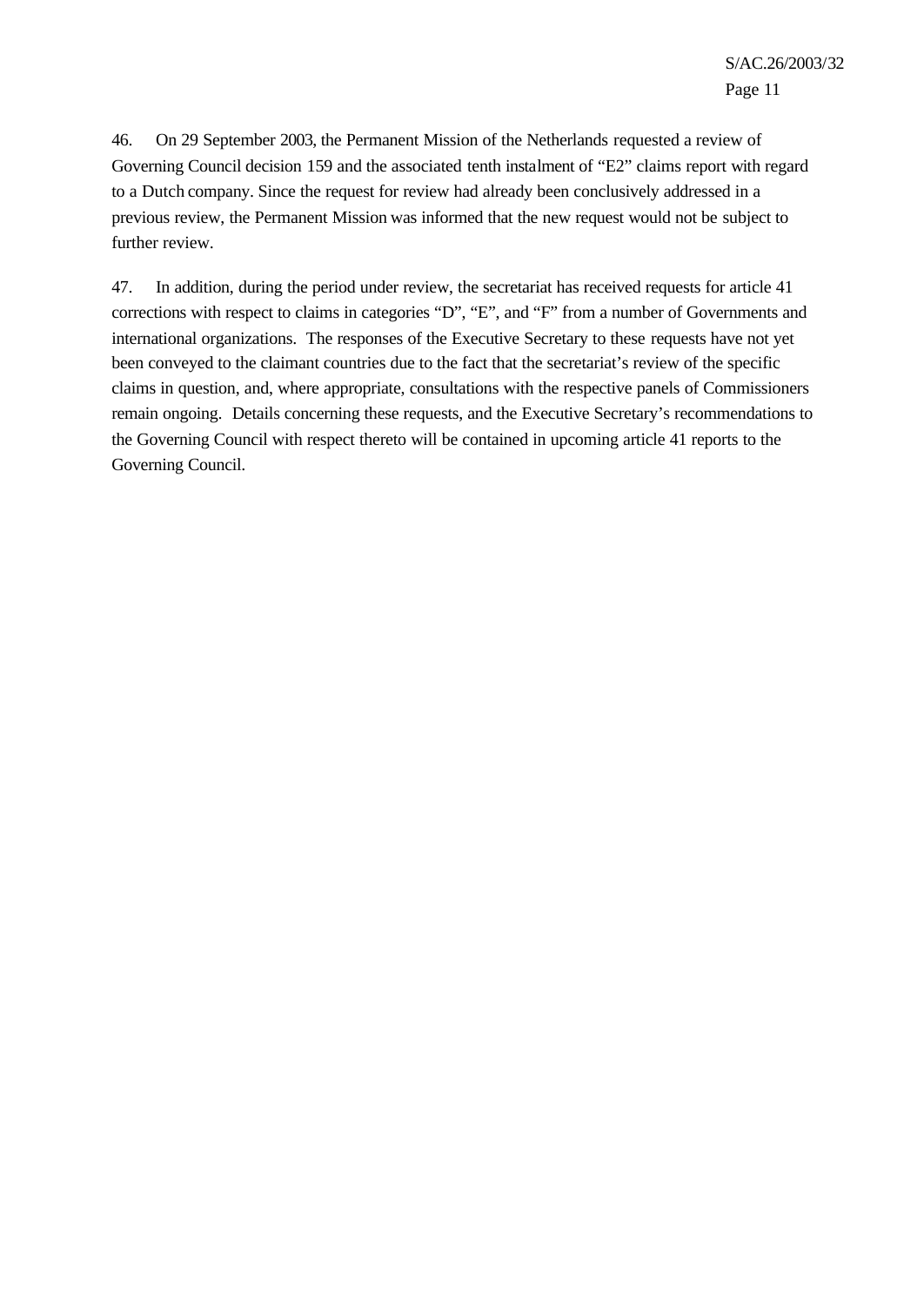46. On 29 September 2003, the Permanent Mission of the Netherlands requested a review of Governing Council decision 159 and the associated tenth instalment of "E2" claims report with regard to a Dutch company. Since the request for review had already been conclusively addressed in a previous review, the Permanent Mission was informed that the new request would not be subject to further review.

47. In addition, during the period under review, the secretariat has received requests for article 41 corrections with respect to claims in categories "D", "E", and "F" from a number of Governments and international organizations. The responses of the Executive Secretary to these requests have not yet been conveyed to the claimant countries due to the fact that the secretariat's review of the specific claims in question, and, where appropriate, consultations with the respective panels of Commissioners remain ongoing. Details concerning these requests, and the Executive Secretary's recommendations to the Governing Council with respect thereto will be contained in upcoming article 41 reports to the Governing Council.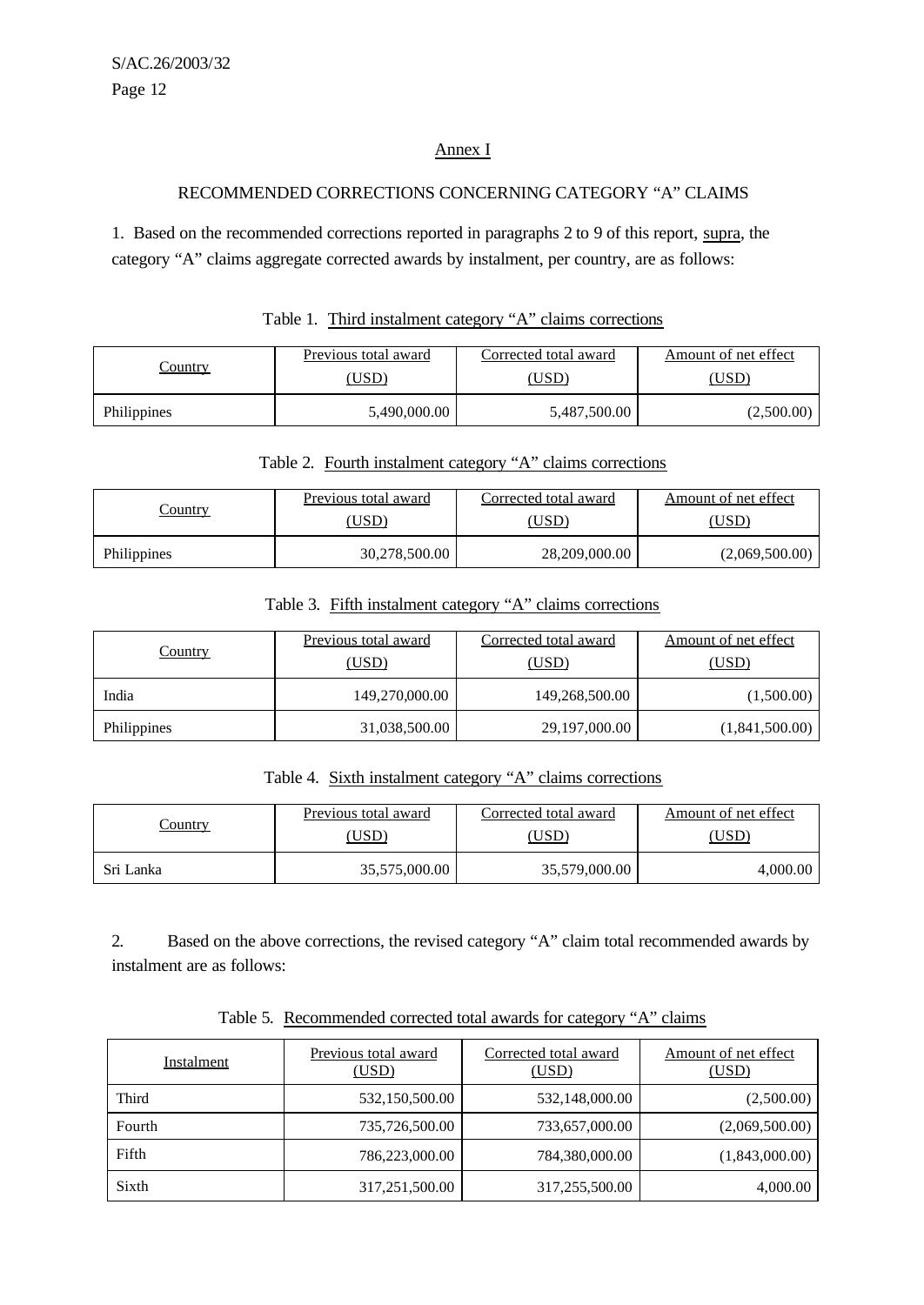## Annex I

### RECOMMENDED CORRECTIONS CONCERNING CATEGORY “A” CLAIMS

1. Based on the recommended corrections reported in paragraphs 2 to 9 of this report, supra, the category “A” claims aggregate corrected awards by instalment, per country, are as follows:

Table 1. Third instalment category “A” claims corrections

| Country | Previous total award (USD) | Corrected total award (USD) | Amount of net effect (USD) |
|---|---|---|---|
| Philippines | 5,490,000.00 | 5,487,500.00 | (2,500.00) |

Table 2. Fourth instalment category “A” claims corrections

| Country | Previous total award (USD) | Corrected total award (USD) | Amount of net effect (USD) |
|---|---|---|---|
| Philippines | 30,278,500.00 | 28,209,000.00 | (2,069,500.00) |

Table 3. Fifth instalment category “A” claims corrections

| Country | Previous total award (USD) | Corrected total award (USD) | Amount of net effect (USD) |
|---|---|---|---|
| India | 149,270,000.00 | 149,268,500.00 | (1,500.00) |
| Philippines | 31,038,500.00 | 29,197,000.00 | (1,841,500.00) |

Table 4. Sixth instalment category “A” claims corrections

| Country | Previous total award (USD) | Corrected total award (USD) | Amount of net effect (USD) |
|---|---|---|---|
| Sri Lanka | 35,575,000.00 | 35,579,000.00 | 4,000.00 |

2. Based on the above corrections, the revised category “A” claim total recommended awards by instalment are as follows:

Table 5. Recommended corrected total awards for category “A” claims

| Instalment | Previous total award (USD) | Corrected total award (USD) | Amount of net effect (USD) |
|---|---|---|---|
| Third | 532,150,500.00 | 532,148,000.00 | (2,500.00) |
| Fourth | 735,726,500.00 | 733,657,000.00 | (2,069,500.00) |
| Fifth | 786,223,000.00 | 784,380,000.00 | (1,843,000.00) |
| Sixth | 317,251,500.00 | 317,255,500.00 | 4,000.00 |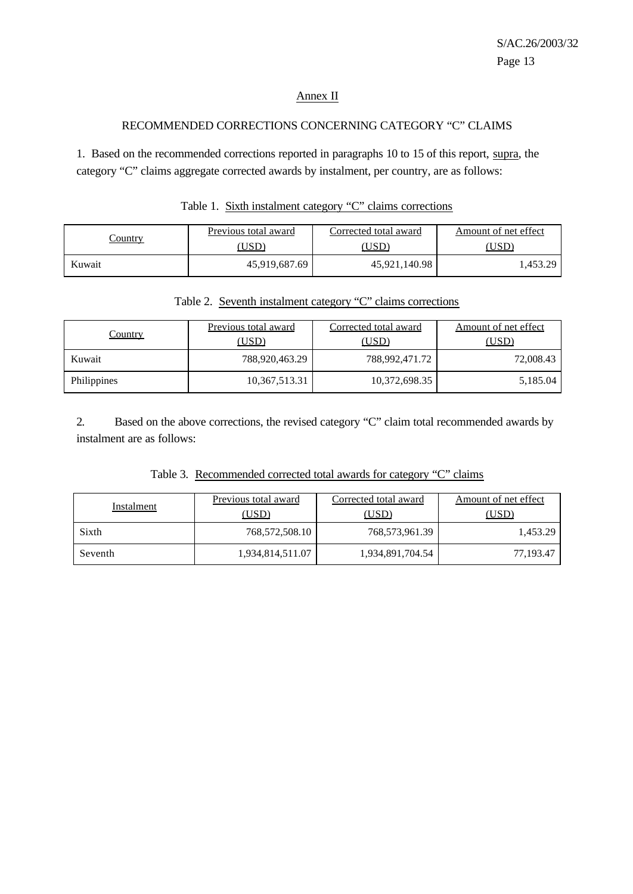## Annex II

### RECOMMENDED CORRECTIONS CONCERNING CATEGORY "C" CLAIMS

1. Based on the recommended corrections reported in paragraphs 10 to 15 of this report, supra, the category "C" claims aggregate corrected awards by instalment, per country, are as follows:

Table 1. Sixth instalment category "C" claims corrections

| Country | Previous total award (USD) | Corrected total award (USD) | Amount of net effect (USD) |
|---|---|---|---|
| Kuwait | 45,919,687.69 | 45,921,140.98 | 1,453.29 |

Table 2. Seventh instalment category "C" claims corrections

| Country | Previous total award (USD) | Corrected total award (USD) | Amount of net effect (USD) |
|---|---|---|---|
| Kuwait | 788,920,463.29 | 788,992,471.72 | 72,008.43 |
| Philippines | 10,367,513.31 | 10,372,698.35 | 5,185.04 |

2. Based on the above corrections, the revised category "C" claim total recommended awards by instalment are as follows:

Table 3. Recommended corrected total awards for category "C" claims

| Instalment | Previous total award (USD) | Corrected total award (USD) | Amount of net effect (USD) |
|---|---|---|---|
| Sixth | 768,572,508.10 | 768,573,961.39 | 1,453.29 |
| Seventh | 1,934,814,511.07 | 1,934,891,704.54 | 77,193.47 |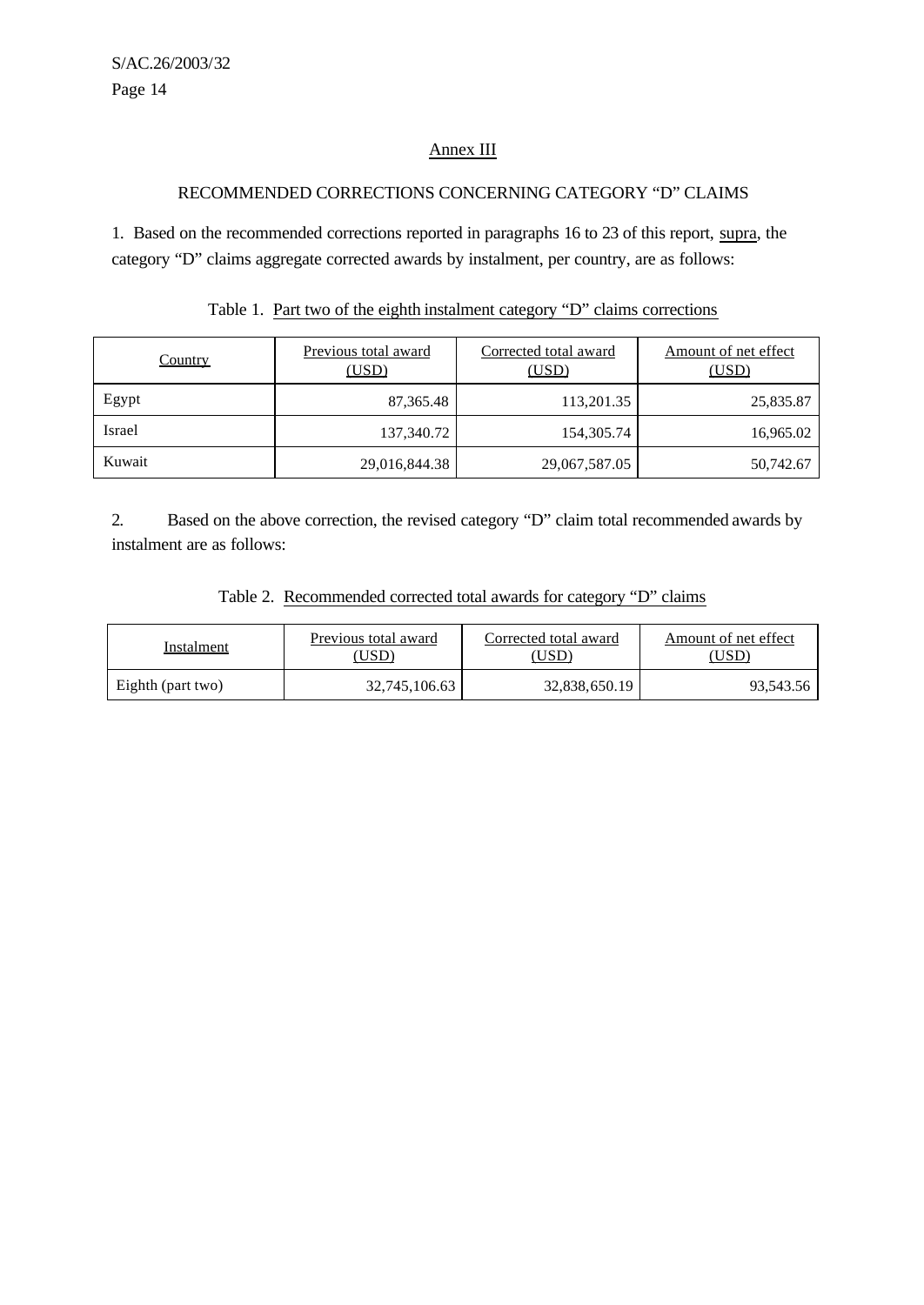## Annex III

### RECOMMENDED CORRECTIONS CONCERNING CATEGORY "D" CLAIMS

1. Based on the recommended corrections reported in paragraphs 16 to 23 of this report, supra, the category "D" claims aggregate corrected awards by instalment, per country, are as follows:

Table 1. Part two of the eighth instalment category "D" claims corrections

| Country | Previous total award (USD) | Corrected total award (USD) | Amount of net effect (USD) |
|---|---:|---:|---:|
| Egypt | 87,365.48 | 113,201.35 | 25,835.87 |
| Israel | 137,340.72 | 154,305.74 | 16,965.02 |
| Kuwait | 29,016,844.38 | 29,067,587.05 | 50,742.67 |

2. Based on the above correction, the revised category "D" claim total recommended awards by instalment are as follows:

Table 2. Recommended corrected total awards for category "D" claims

| Instalment | Previous total award (USD) | Corrected total award (USD) | Amount of net effect (USD) |
|---|---:|---:|---:|
| Eighth (part two) | 32,745,106.63 | 32,838,650.19 | 93,543.56 |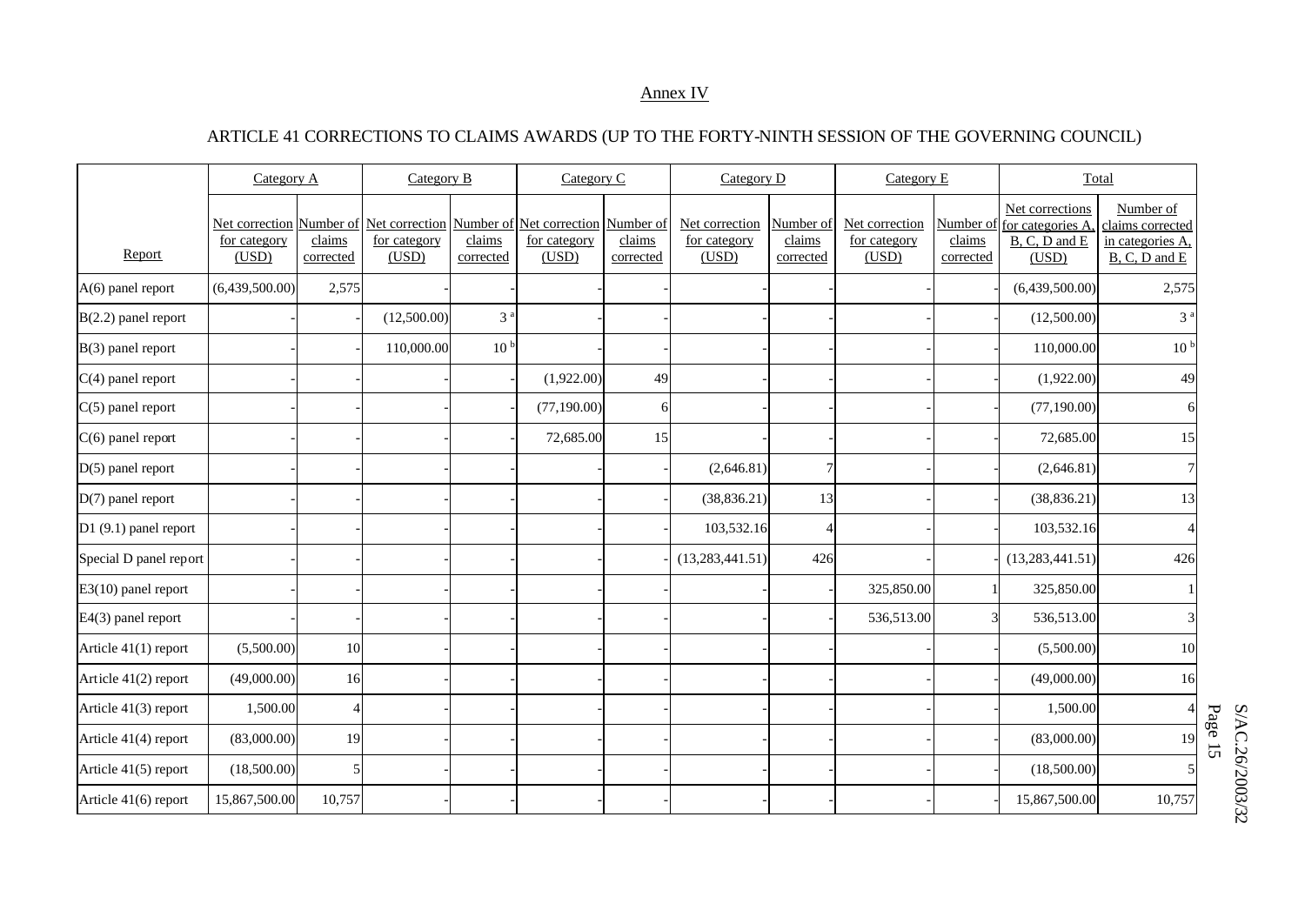## Annex IV

### ARTICLE 41 CORRECTIONS TO CLAIMS AWARDS (UP TO THE FORTY-NINTH SESSION OF THE GOVERNING COUNCIL)

| Report | Category A | | Category B | | Category C | | Category D | | Category E | | Total | |
|---|---|---|---|---|---|---|---|---|---|---|---|---|
| | Net correction for category (USD) | Number of claims corrected | Net correction for category (USD) | Number of claims corrected | Net correction for category (USD) | Number of claims corrected | Net correction for category (USD) | Number of claims corrected | Net correction for category (USD) | Number of claims corrected | Net corrections for categories A, B, C, D and E (USD) | Number of claims corrected in categories A, B, C, D and E |
| A(6) panel report | (6,439,500.00) | 2,575 | - | - | - | - | - | - | - | - | (6,439,500.00) | 2,575 |
| B(2.2) panel report | - | - | (12,500.00) | 3 [a] | - | - | - | - | - | - | (12,500.00) | 3 [a] |
| B(3) panel report | - | - | 110,000.00 | 10 [b] | - | - | - | - | - | - | 110,000.00 | 10 [b] |
| C(4) panel report | - | - | - | - | (1,922.00) | 49 | - | - | - | - | (1,922.00) | 49 |
| C(5) panel report | - | - | - | - | (77,190.00) | 6 | - | - | - | - | (77,190.00) | 6 |
| C(6) panel report | - | - | - | - | 72,685.00 | 15 | - | - | - | - | 72,685.00 | 15 |
| D(5) panel report | - | - | - | - | - | - | (2,646.81) | 7 | - | - | (2,646.81) | 7 |
| D(7) panel report | - | - | - | - | - | - | (38,836.21) | 13 | - | - | (38,836.21) | 13 |
| D1 (9.1) panel report | - | - | - | - | - | - | 103,532.16 | 4 | - | - | 103,532.16 | 4 |
| Special D panel report | - | - | - | - | - | - | (13,283,441.51) | 426 | - | - | (13,283,441.51) | 426 |
| E3(10) panel report | - | - | - | - | - | - | - | - | 325,850.00 | 1 | 325,850.00 | 1 |
| E4(3) panel report | - | - | - | - | - | - | - | - | 536,513.00 | 3 | 536,513.00 | 3 |
| Article 41(1) report | (5,500.00) | 10 | - | - | - | - | - | - | - | - | (5,500.00) | 10 |
| Article 41(2) report | (49,000.00) | 16 | - | - | - | - | - | - | - | - | (49,000.00) | 16 |
| Article 41(3) report | 1,500.00 | 4 | - | - | - | - | - | - | - | - | 1,500.00 | 4 |
| Article 41(4) report | (83,000.00) | 19 | - | - | - | - | - | - | - | - | (83,000.00) | 19 |
| Article 41(5) report | (18,500.00) | 5 | - | - | - | - | - | - | - | - | (18,500.00) | 5 |
| Article 41(6) report | 15,867,500.00 | 10,757 | - | - | - | - | - | - | - | - | 15,867,500.00 | 10,757 |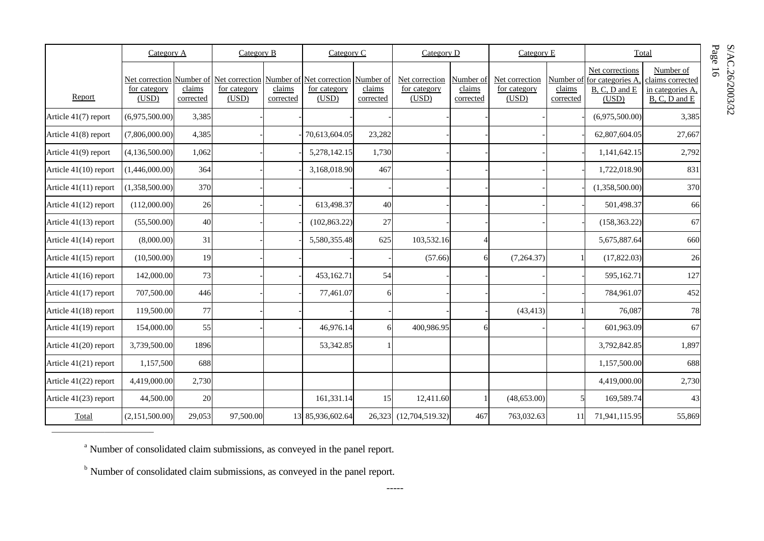| Report | Category A | | Category B | | Category C | | Category D | | Category E | | Total | |
|---|---|---|---|---|---|---|---|---|---|---|---|---|
| | Net correction for category (USD) | Number of claims corrected | Net correction for category (USD) | Number of claims corrected | Net correction for category (USD) | Number of claims corrected | Net correction for category (USD) | Number of claims corrected | Net correction for category (USD) | Number of claims corrected | Net corrections for categories A, B, C, D and E (USD) | Number of claims corrected in categories A, B, C, D and E |
| Article 41(7) report | (6,975,500.00) | 3,385 | - | - | - | - | - | - | - | - | (6,975,500.00) | 3,385 |
| Article 41(8) report | (7,806,000.00) | 4,385 | - | - | 70,613,604.05 | 23,282 | - | - | - | - | 62,807,604.05 | 27,667 |
| Article 41(9) report | (4,136,500.00) | 1,062 | - | - | 5,278,142.15 | 1,730 | - | - | - | - | 1,141,642.15 | 2,792 |
| Article 41(10) report | (1,446,000.00) | 364 | - | - | 3,168,018.90 | 467 | - | - | - | - | 1,722,018.90 | 831 |
| Article 41(11) report | (1,358,500.00) | 370 | - | - | - | - | - | - | - | - | (1,358,500.00) | 370 |
| Article 41(12) report | (112,000.00) | 26 | - | - | 613,498.37 | 40 | - | - | - | - | 501,498.37 | 66 |
| Article 41(13) report | (55,500.00) | 40 | - | - | (102,863.22) | 27 | - | - | - | - | (158,363.22) | 67 |
| Article 41(14) report | (8,000.00) | 31 | - | - | 5,580,355.48 | 625 | 103,532.16 | 4 | | | 5,675,887.64 | 660 |
| Article 41(15) report | (10,500.00) | 19 | - | - | - | - | (57.66) | 6 | (7,264.37) | 1 | (17,822.03) | 26 |
| Article 41(16) report | 142,000.00 | 73 | - | - | 453,162.71 | 54 | - | - | - | - | 595,162.71 | 127 |
| Article 41(17) report | 707,500.00 | 446 | - | - | 77,461.07 | 6 | - | - | - | - | 784,961.07 | 452 |
| Article 41(18) report | 119,500.00 | 77 | - | - | - | - | - | - | (43,413) | 1 | 76,087 | 78 |
| Article 41(19) report | 154,000.00 | 55 | - | - | 46,976.14 | 6 | 400,986.95 | 6 | - | - | 601,963.09 | 67 |
| Article 41(20) report | 3,739,500.00 | 1896 | | | 53,342.85 | 1 | | | | | 3,792,842.85 | 1,897 |
| Article 41(21) report | 1,157,500 | 688 | | | | | | | | | 1,157,500.00 | 688 |
| Article 41(22) report | 4,419,000.00 | 2,730 | | | | | | | | | 4,419,000.00 | 2,730 |
| Article 41(23) report | 44,500.00 | 20 | | | 161,331.14 | 15 | 12,411.60 | 1 | (48,653.00) | 5 | 169,589.74 | 43 |
| Total | (2,151,500.00) | 29,053 | 97,500.00 | 13 | 85,936,602.64 | 26,323 | (12,704,519.32) | 467 | 763,032.63 | 11 | 71,941,115.95 | 55,869 |

[a] Number of consolidated claim submissions, as conveyed in the panel report.

[b] Number of consolidated claim submissions, as conveyed in the panel report.

-----